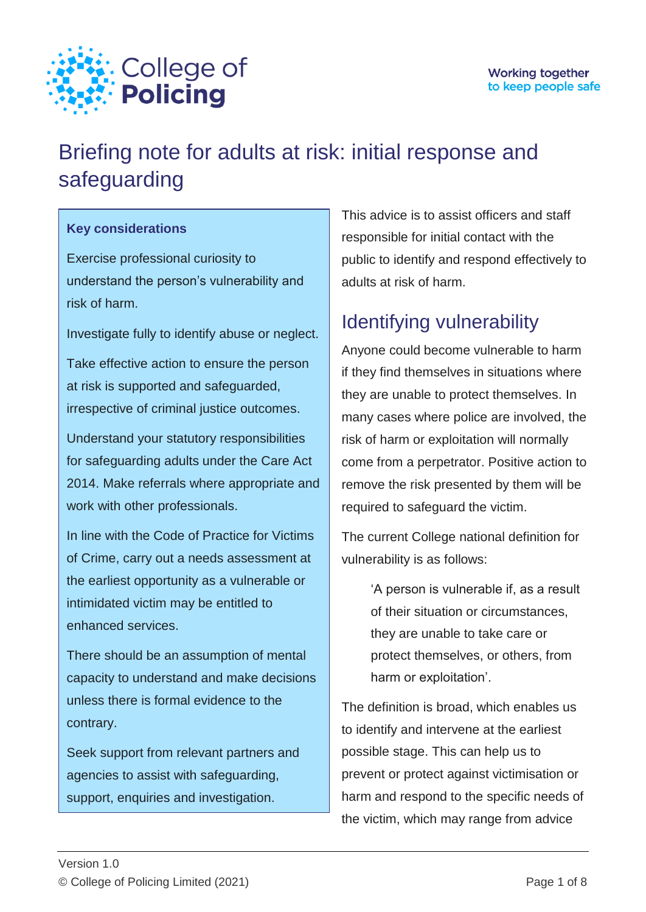College of **Policing**

Working together to keep people safe

# Briefing note for adults at risk: initial response and safeguarding

**Key considerations**

Exercise professional curiosity to understand the person's vulnerability and risk of harm.

Investigate fully to identify abuse or neglect.

Take effective action to ensure the person at risk is supported and safeguarded, irrespective of criminal justice outcomes.

Understand your statutory responsibilities for safeguarding adults under the Care Act 2014. Make referrals where appropriate and work with other professionals.

In line with the Code of Practice for Victims of Crime, carry out a needs assessment at the earliest opportunity as a vulnerable or intimidated victim may be entitled to enhanced services.

There should be an assumption of mental capacity to understand and make decisions unless there is formal evidence to the contrary.

Seek support from relevant partners and agencies to assist with safeguarding, support, enquiries and investigation.

This advice is to assist officers and staff responsible for initial contact with the public to identify and respond effectively to adults at risk of harm.

## Identifying vulnerability

Anyone could become vulnerable to harm if they find themselves in situations where they are unable to protect themselves. In many cases where police are involved, the risk of harm or exploitation will normally come from a perpetrator. Positive action to remove the risk presented by them will be required to safeguard the victim.

The current College national definition for vulnerability is as follows:

> 'A person is vulnerable if, as a result of their situation or circumstances, they are unable to take care or protect themselves, or others, from harm or exploitation'.

The definition is broad, which enables us to identify and intervene at the earliest possible stage. This can help us to prevent or protect against victimisation or harm and respond to the specific needs of the victim, which may range from advice

Version 1.0
© College of Policing Limited (2021)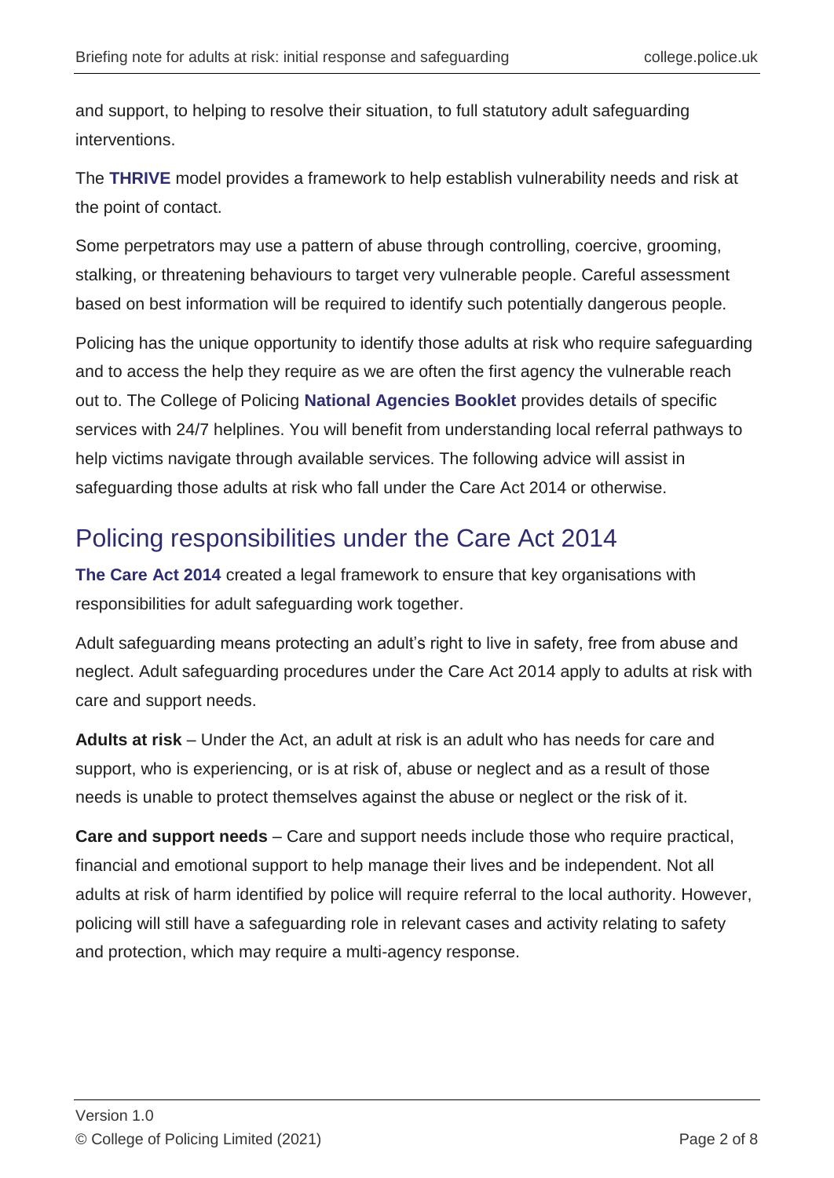and support, to helping to resolve their situation, to full statutory adult safeguarding interventions.

The **THRIVE** model provides a framework to help establish vulnerability needs and risk at the point of contact.

Some perpetrators may use a pattern of abuse through controlling, coercive, grooming, stalking, or threatening behaviours to target very vulnerable people. Careful assessment based on best information will be required to identify such potentially dangerous people.

Policing has the unique opportunity to identify those adults at risk who require safeguarding and to access the help they require as we are often the first agency the vulnerable reach out to. The College of Policing **National Agencies Booklet** provides details of specific services with 24/7 helplines. You will benefit from understanding local referral pathways to help victims navigate through available services. The following advice will assist in safeguarding those adults at risk who fall under the Care Act 2014 or otherwise.

## Policing responsibilities under the Care Act 2014

**The Care Act 2014** created a legal framework to ensure that key organisations with responsibilities for adult safeguarding work together.

Adult safeguarding means protecting an adult's right to live in safety, free from abuse and neglect. Adult safeguarding procedures under the Care Act 2014 apply to adults at risk with care and support needs.

**Adults at risk** – Under the Act, an adult at risk is an adult who has needs for care and support, who is experiencing, or is at risk of, abuse or neglect and as a result of those needs is unable to protect themselves against the abuse or neglect or the risk of it.

**Care and support needs** – Care and support needs include those who require practical, financial and emotional support to help manage their lives and be independent. Not all adults at risk of harm identified by police will require referral to the local authority. However, policing will still have a safeguarding role in relevant cases and activity relating to safety and protection, which may require a multi-agency response.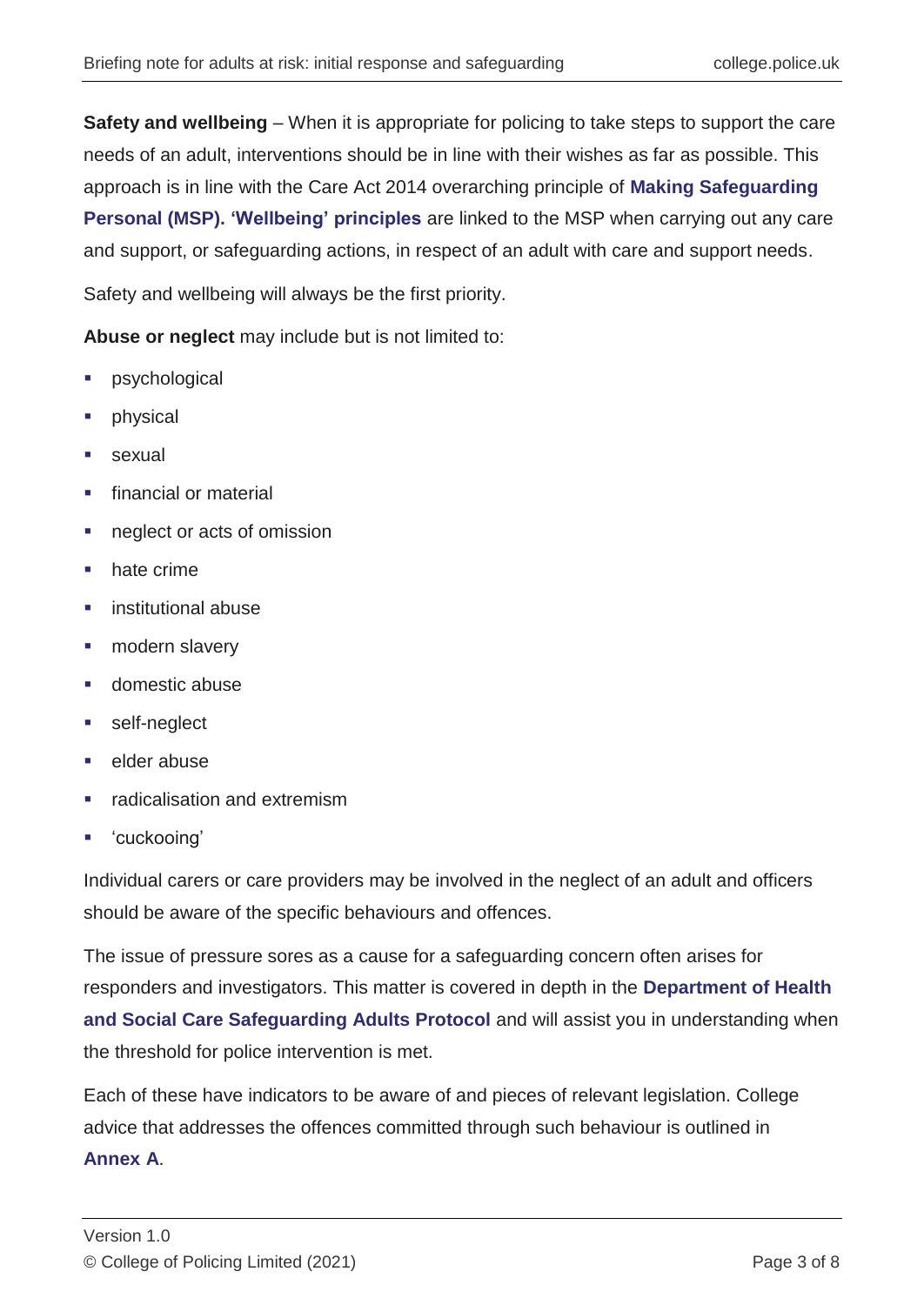**Safety and wellbeing** – When it is appropriate for policing to take steps to support the care needs of an adult, interventions should be in line with their wishes as far as possible. This approach is in line with the Care Act 2014 overarching principle of **Making Safeguarding Personal (MSP). 'Wellbeing' principles** are linked to the MSP when carrying out any care and support, or safeguarding actions, in respect of an adult with care and support needs.

Safety and wellbeing will always be the first priority.

**Abuse or neglect** may include but is not limited to:

- psychological
- physical
- sexual
- financial or material
- neglect or acts of omission
- hate crime
- institutional abuse
- modern slavery
- domestic abuse
- self-neglect
- elder abuse
- radicalisation and extremism
- 'cuckooing'

Individual carers or care providers may be involved in the neglect of an adult and officers should be aware of the specific behaviours and offences.

The issue of pressure sores as a cause for a safeguarding concern often arises for responders and investigators. This matter is covered in depth in the **Department of Health and Social Care Safeguarding Adults Protocol** and will assist you in understanding when the threshold for police intervention is met.

Each of these have indicators to be aware of and pieces of relevant legislation. College advice that addresses the offences committed through such behaviour is outlined in **Annex A**.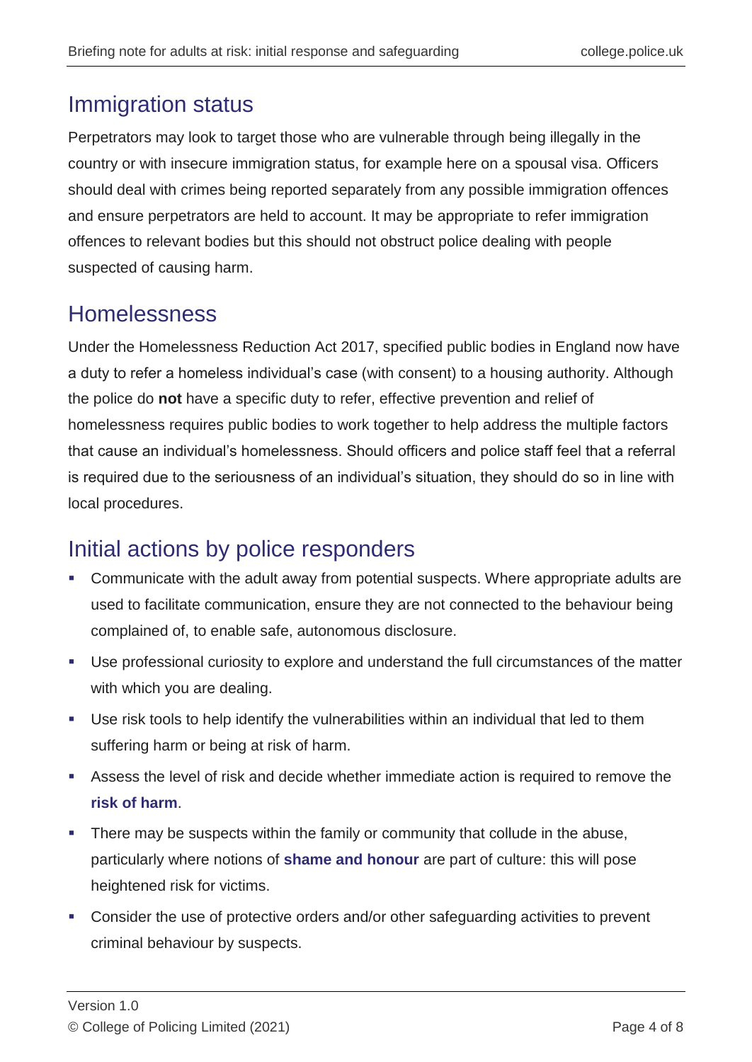## Immigration status

Perpetrators may look to target those who are vulnerable through being illegally in the country or with insecure immigration status, for example here on a spousal visa. Officers should deal with crimes being reported separately from any possible immigration offences and ensure perpetrators are held to account. It may be appropriate to refer immigration offences to relevant bodies but this should not obstruct police dealing with people suspected of causing harm.

## Homelessness

Under the Homelessness Reduction Act 2017, specified public bodies in England now have a duty to refer a homeless individual's case (with consent) to a housing authority. Although the police do **not** have a specific duty to refer, effective prevention and relief of homelessness requires public bodies to work together to help address the multiple factors that cause an individual's homelessness. Should officers and police staff feel that a referral is required due to the seriousness of an individual's situation, they should do so in line with local procedures.

## Initial actions by police responders

- Communicate with the adult away from potential suspects. Where appropriate adults are used to facilitate communication, ensure they are not connected to the behaviour being complained of, to enable safe, autonomous disclosure.
- Use professional curiosity to explore and understand the full circumstances of the matter with which you are dealing.
- Use risk tools to help identify the vulnerabilities within an individual that led to them suffering harm or being at risk of harm.
- Assess the level of risk and decide whether immediate action is required to remove the **risk of harm**.
- There may be suspects within the family or community that collude in the abuse, particularly where notions of **shame and honour** are part of culture: this will pose heightened risk for victims.
- Consider the use of protective orders and/or other safeguarding activities to prevent criminal behaviour by suspects.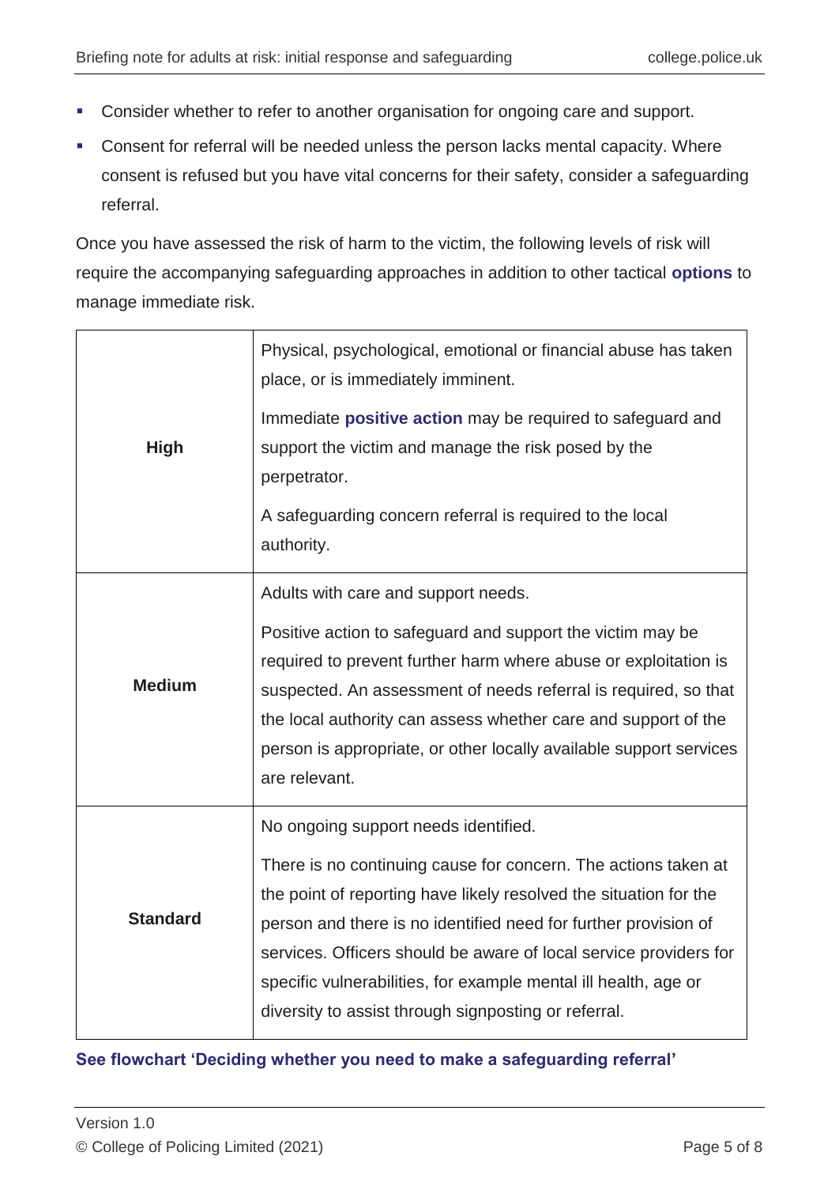- Consider whether to refer to another organisation for ongoing care and support.
- Consent for referral will be needed unless the person lacks mental capacity. Where consent is refused but you have vital concerns for their safety, consider a safeguarding referral.

Once you have assessed the risk of harm to the victim, the following levels of risk will require the accompanying safeguarding approaches in addition to other tactical **options** to manage immediate risk.

| | |
|---|---|
| **High** | Physical, psychological, emotional or financial abuse has taken place, or is immediately imminent.<br><br>Immediate **positive action** may be required to safeguard and support the victim and manage the risk posed by the perpetrator.<br><br>A safeguarding concern referral is required to the local authority. |
| **Medium** | Adults with care and support needs.<br><br>Positive action to safeguard and support the victim may be required to prevent further harm where abuse or exploitation is suspected. An assessment of needs referral is required, so that the local authority can assess whether care and support of the person is appropriate, or other locally available support services are relevant. |
| **Standard** | No ongoing support needs identified.<br><br>There is no continuing cause for concern. The actions taken at the point of reporting have likely resolved the situation for the person and there is no identified need for further provision of services. Officers should be aware of local service providers for specific vulnerabilities, for example mental ill health, age or diversity to assist through signposting or referral. |

**See flowchart 'Deciding whether you need to make a safeguarding referral'**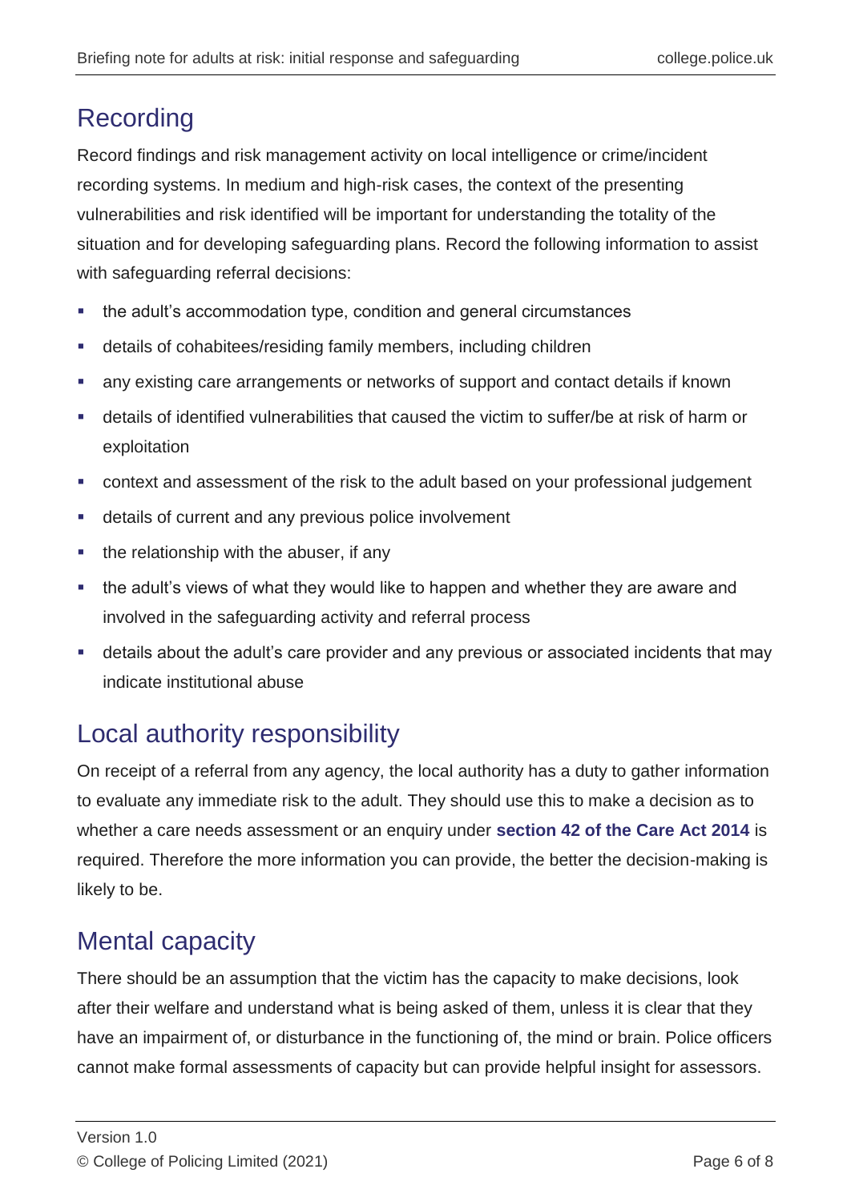## Recording

Record findings and risk management activity on local intelligence or crime/incident recording systems. In medium and high-risk cases, the context of the presenting vulnerabilities and risk identified will be important for understanding the totality of the situation and for developing safeguarding plans. Record the following information to assist with safeguarding referral decisions:

- the adult's accommodation type, condition and general circumstances
- details of cohabitees/residing family members, including children
- any existing care arrangements or networks of support and contact details if known
- details of identified vulnerabilities that caused the victim to suffer/be at risk of harm or exploitation
- context and assessment of the risk to the adult based on your professional judgement
- details of current and any previous police involvement
- the relationship with the abuser, if any
- the adult's views of what they would like to happen and whether they are aware and involved in the safeguarding activity and referral process
- details about the adult's care provider and any previous or associated incidents that may indicate institutional abuse

## Local authority responsibility

On receipt of a referral from any agency, the local authority has a duty to gather information to evaluate any immediate risk to the adult. They should use this to make a decision as to whether a care needs assessment or an enquiry under **section 42 of the Care Act 2014** is required. Therefore the more information you can provide, the better the decision-making is likely to be.

## Mental capacity

There should be an assumption that the victim has the capacity to make decisions, look after their welfare and understand what is being asked of them, unless it is clear that they have an impairment of, or disturbance in the functioning of, the mind or brain. Police officers cannot make formal assessments of capacity but can provide helpful insight for assessors.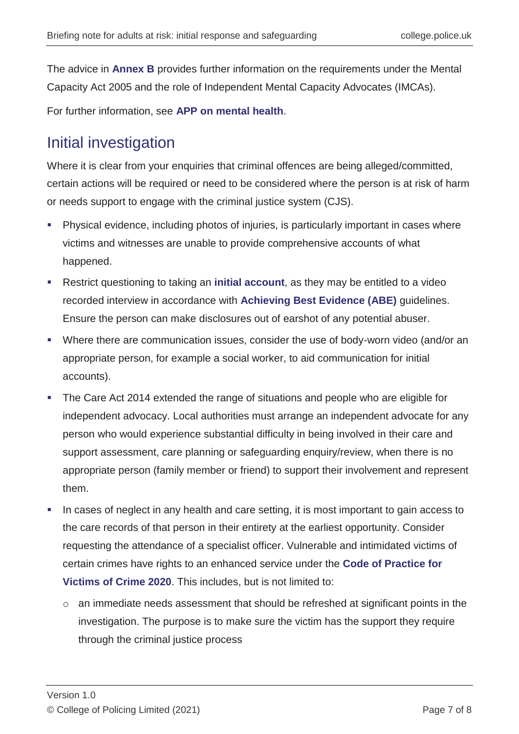The advice in **Annex B** provides further information on the requirements under the Mental Capacity Act 2005 and the role of Independent Mental Capacity Advocates (IMCAs).

For further information, see **APP on mental health**.

## Initial investigation

Where it is clear from your enquiries that criminal offences are being alleged/committed, certain actions will be required or need to be considered where the person is at risk of harm or needs support to engage with the criminal justice system (CJS).

- Physical evidence, including photos of injuries, is particularly important in cases where victims and witnesses are unable to provide comprehensive accounts of what happened.
- Restrict questioning to taking an **initial account**, as they may be entitled to a video recorded interview in accordance with **Achieving Best Evidence (ABE)** guidelines. Ensure the person can make disclosures out of earshot of any potential abuser.
- Where there are communication issues, consider the use of body-worn video (and/or an appropriate person, for example a social worker, to aid communication for initial accounts).
- The Care Act 2014 extended the range of situations and people who are eligible for independent advocacy. Local authorities must arrange an independent advocate for any person who would experience substantial difficulty in being involved in their care and support assessment, care planning or safeguarding enquiry/review, when there is no appropriate person (family member or friend) to support their involvement and represent them.
- In cases of neglect in any health and care setting, it is most important to gain access to the care records of that person in their entirety at the earliest opportunity. Consider requesting the attendance of a specialist officer. Vulnerable and intimidated victims of certain crimes have rights to an enhanced service under the **Code of Practice for Victims of Crime 2020**. This includes, but is not limited to:
  - an immediate needs assessment that should be refreshed at significant points in the investigation. The purpose is to make sure the victim has the support they require through the criminal justice process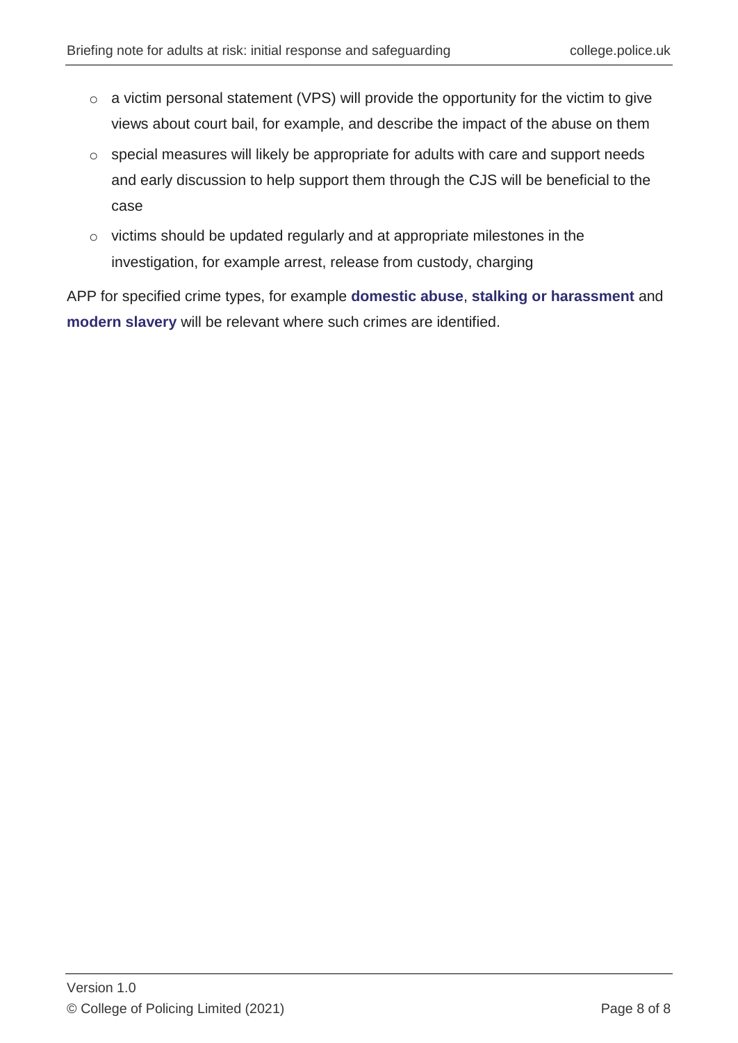- a victim personal statement (VPS) will provide the opportunity for the victim to give views about court bail, for example, and describe the impact of the abuse on them
- special measures will likely be appropriate for adults with care and support needs and early discussion to help support them through the CJS will be beneficial to the case
- victims should be updated regularly and at appropriate milestones in the investigation, for example arrest, release from custody, charging

APP for specified crime types, for example **domestic abuse**, **stalking or harassment** and **modern slavery** will be relevant where such crimes are identified.